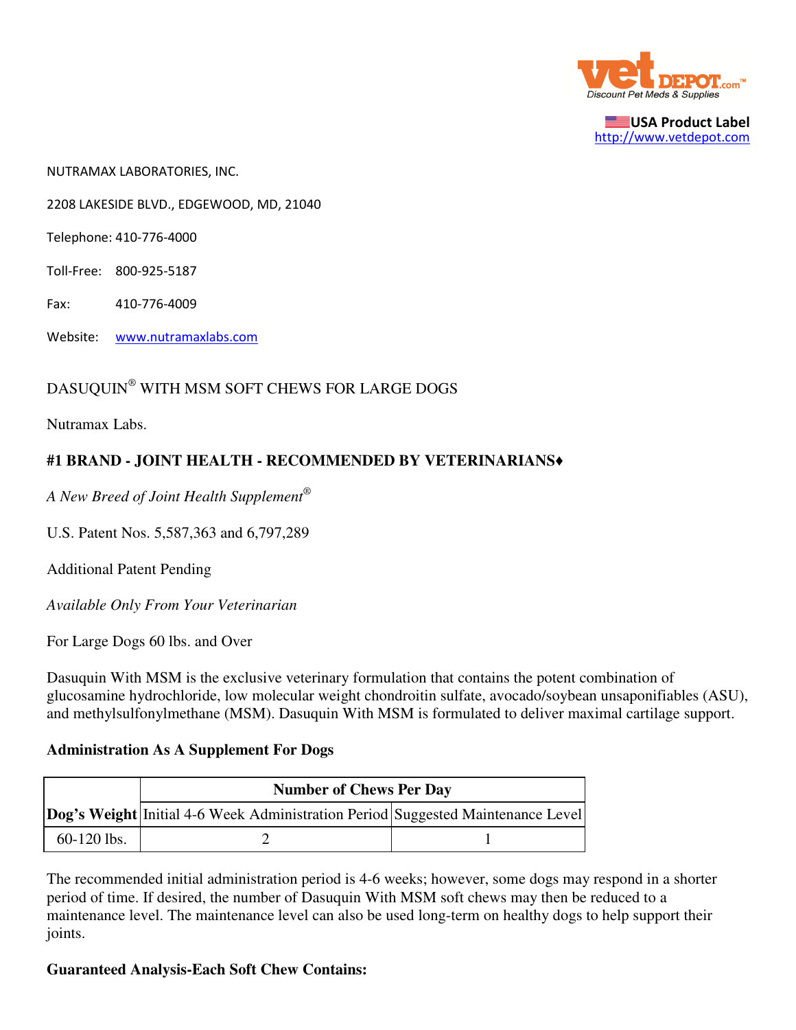vet DEPOT.com™
Discount Pet Meds & Supplies

USA Product Label
http://www.vetdepot.com

NUTRAMAX LABORATORIES, INC.

2208 LAKESIDE BLVD., EDGEWOOD, MD, 21040

Telephone: 410-776-4000

Toll-Free: 800-925-5187

Fax: 410-776-4009

Website: www.nutramaxlabs.com

DASUQUIN® WITH MSM SOFT CHEWS FOR LARGE DOGS

Nutramax Labs.

**#1 BRAND - JOINT HEALTH - RECOMMENDED BY VETERINARIANS♦**

*A New Breed of Joint Health Supplement®*

U.S. Patent Nos. 5,587,363 and 6,797,289

Additional Patent Pending

*Available Only From Your Veterinarian*

For Large Dogs 60 lbs. and Over

Dasuquin With MSM is the exclusive veterinary formulation that contains the potent combination of glucosamine hydrochloride, low molecular weight chondroitin sulfate, avocado/soybean unsaponifiables (ASU), and methylsulfonylmethane (MSM). Dasuquin With MSM is formulated to deliver maximal cartilage support.

**Administration As A Supplement For Dogs**

| | **Number of Chews Per Day** | |
|---|---|---|
| **Dog's Weight** | Initial 4-6 Week Administration Period | Suggested Maintenance Level |
| 60-120 lbs. | 2 | 1 |

The recommended initial administration period is 4-6 weeks; however, some dogs may respond in a shorter period of time. If desired, the number of Dasuquin With MSM soft chews may then be reduced to a maintenance level. The maintenance level can also be used long-term on healthy dogs to help support their joints.

**Guaranteed Analysis-Each Soft Chew Contains:**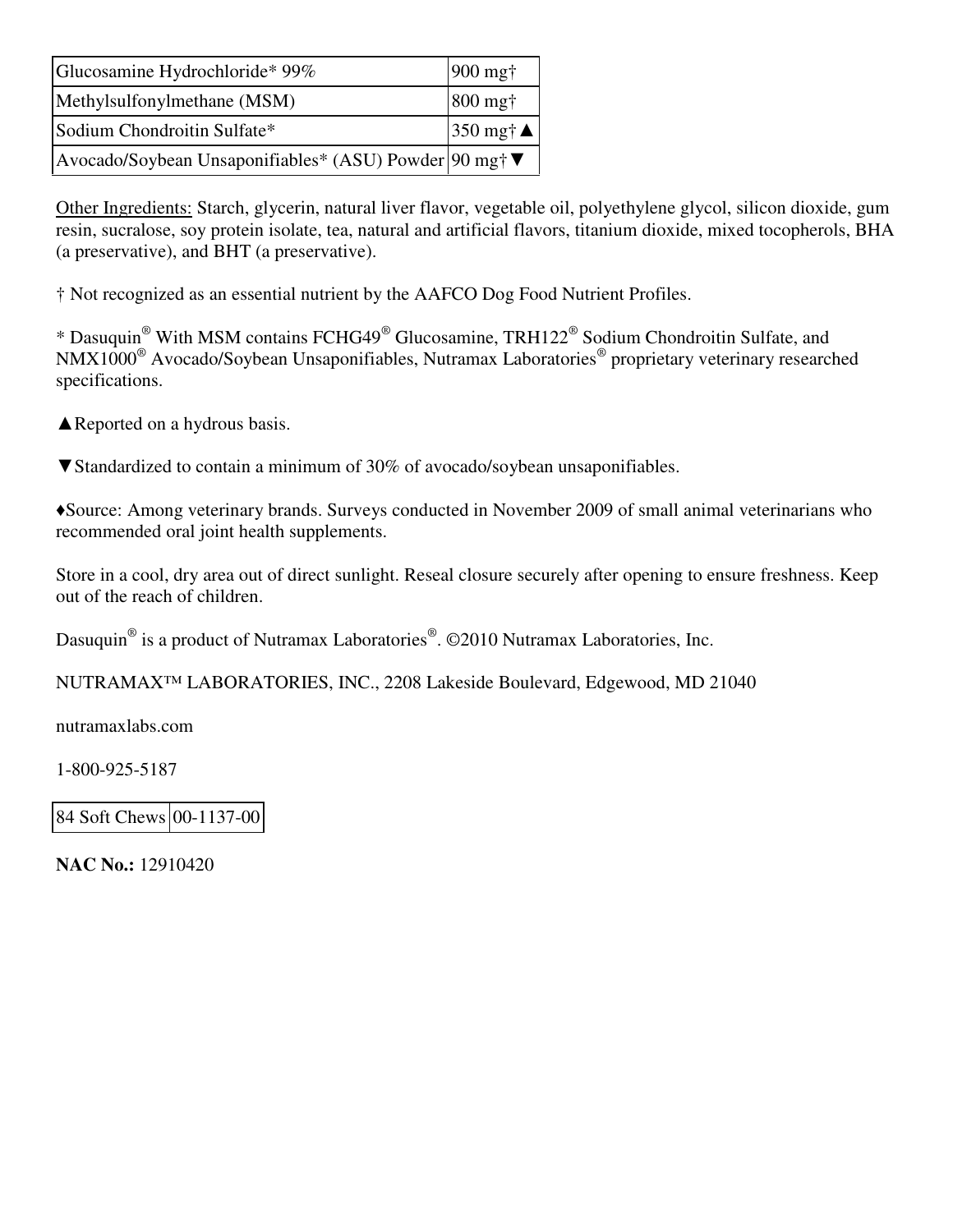| | |
|---|---|
| Glucosamine Hydrochloride* 99% | 900 mg† |
| Methylsulfonylmethane (MSM) | 800 mg† |
| Sodium Chondroitin Sulfate* | 350 mg†▲ |
| Avocado/Soybean Unsaponifiables* (ASU) Powder | 90 mg†▼ |

Other Ingredients: Starch, glycerin, natural liver flavor, vegetable oil, polyethylene glycol, silicon dioxide, gum resin, sucralose, soy protein isolate, tea, natural and artificial flavors, titanium dioxide, mixed tocopherols, BHA (a preservative), and BHT (a preservative).

† Not recognized as an essential nutrient by the AAFCO Dog Food Nutrient Profiles.

* Dasuquin® With MSM contains FCHG49® Glucosamine, TRH122® Sodium Chondroitin Sulfate, and NMX1000® Avocado/Soybean Unsaponifiables, Nutramax Laboratories® proprietary veterinary researched specifications.

▲Reported on a hydrous basis.

▼Standardized to contain a minimum of 30% of avocado/soybean unsaponifiables.

♦Source: Among veterinary brands. Surveys conducted in November 2009 of small animal veterinarians who recommended oral joint health supplements.

Store in a cool, dry area out of direct sunlight. Reseal closure securely after opening to ensure freshness. Keep out of the reach of children.

Dasuquin® is a product of Nutramax Laboratories®. ©2010 Nutramax Laboratories, Inc.

NUTRAMAX™ LABORATORIES, INC., 2208 Lakeside Boulevard, Edgewood, MD 21040

nutramaxlabs.com

1-800-925-5187

| | |
|---|---|
| 84 Soft Chews | 00-1137-00 |

**NAC No.:** 12910420